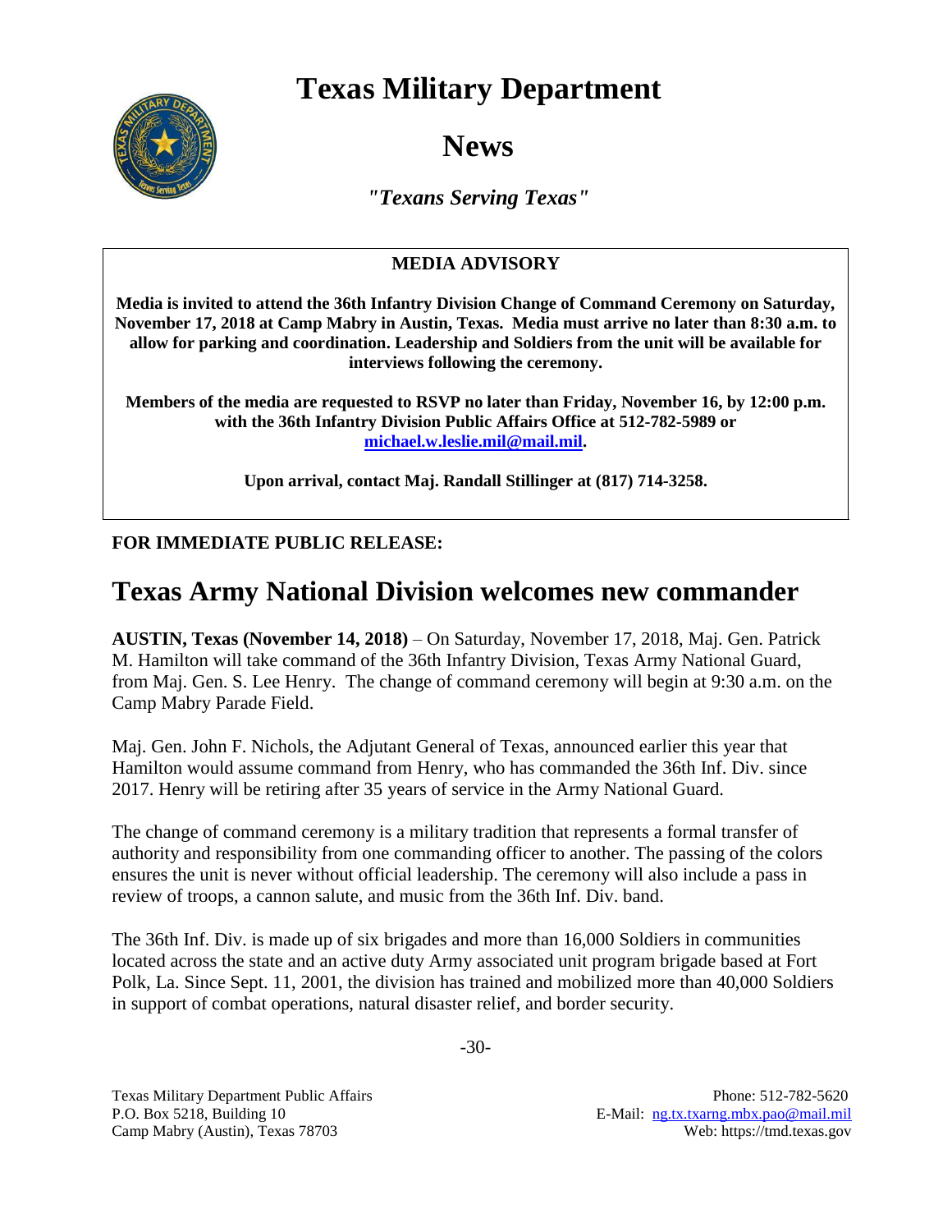# Texas Military Department

## News

*"Texans Serving Texas"*

**MEDIA ADVISORY**

**Media is invited to attend the 36th Infantry Division Change of Command Ceremony on Saturday, November 17, 2018 at Camp Mabry in Austin, Texas. Media must arrive no later than 8:30 a.m. to allow for parking and coordination. Leadership and Soldiers from the unit will be available for interviews following the ceremony.**

**Members of the media are requested to RSVP no later than Friday, November 16, by 12:00 p.m. with the 36th Infantry Division Public Affairs Office at 512-782-5989 or [michael.w.leslie.mil@mail.mil](mailto:michael.w.leslie.mil@mail.mil).**

**Upon arrival, contact Maj. Randall Stillinger at (817) 714-3258.**

**FOR IMMEDIATE PUBLIC RELEASE:**

# Texas Army National Division welcomes new commander

**AUSTIN, Texas (November 14, 2018)** – On Saturday, November 17, 2018, Maj. Gen. Patrick M. Hamilton will take command of the 36th Infantry Division, Texas Army National Guard, from Maj. Gen. S. Lee Henry. The change of command ceremony will begin at 9:30 a.m. on the Camp Mabry Parade Field.

Maj. Gen. John F. Nichols, the Adjutant General of Texas, announced earlier this year that Hamilton would assume command from Henry, who has commanded the 36th Inf. Div. since 2017. Henry will be retiring after 35 years of service in the Army National Guard.

The change of command ceremony is a military tradition that represents a formal transfer of authority and responsibility from one commanding officer to another. The passing of the colors ensures the unit is never without official leadership. The ceremony will also include a pass in review of troops, a cannon salute, and music from the 36th Inf. Div. band.

The 36th Inf. Div. is made up of six brigades and more than 16,000 Soldiers in communities located across the state and an active duty Army associated unit program brigade based at Fort Polk, La. Since Sept. 11, 2001, the division has trained and mobilized more than 40,000 Soldiers in support of combat operations, natural disaster relief, and border security.

-30-

Texas Military Department Public Affairs
P.O. Box 5218, Building 10
Camp Mabry (Austin), Texas 78703

Phone: 512-782-5620
E-Mail: [ng.tx.txarng.mbx.pao@mail.mil](mailto:ng.tx.txarng.mbx.pao@mail.mil)
Web: https://tmd.texas.gov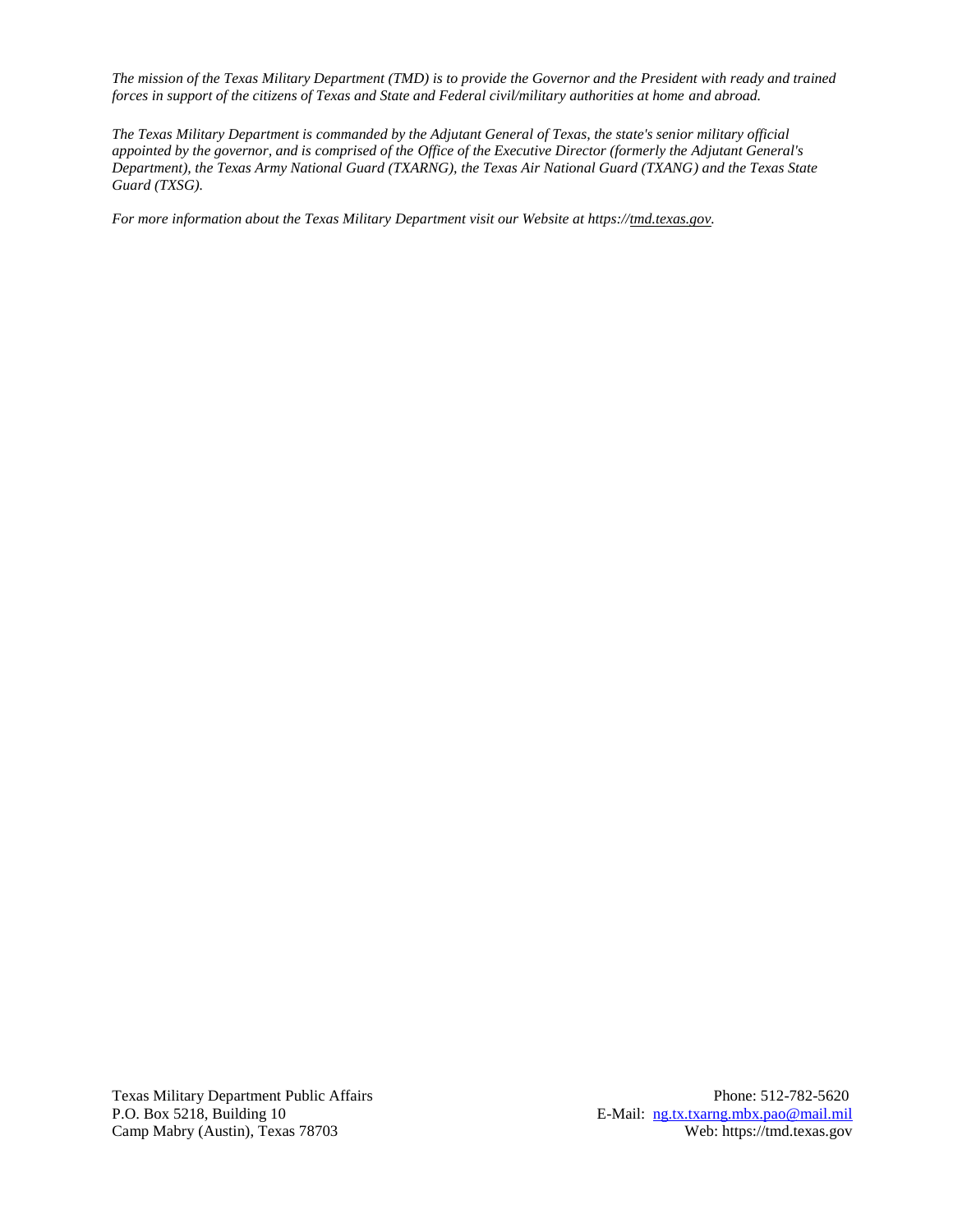*The mission of the Texas Military Department (TMD) is to provide the Governor and the President with ready and trained forces in support of the citizens of Texas and State and Federal civil/military authorities at home and abroad.*

*The Texas Military Department is commanded by the Adjutant General of Texas, the state's senior military official appointed by the governor, and is comprised of the Office of the Executive Director (formerly the Adjutant General's Department), the Texas Army National Guard (TXARNG), the Texas Air National Guard (TXANG) and the Texas State Guard (TXSG).*

*For more information about the Texas Military Department visit our Website at https://tmd.texas.gov.*

Texas Military Department Public Affairs
P.O. Box 5218, Building 10
Camp Mabry (Austin), Texas 78703

Phone: 512-782-5620
E-Mail: ng.tx.txarng.mbx.pao@mail.mil
Web: https://tmd.texas.gov